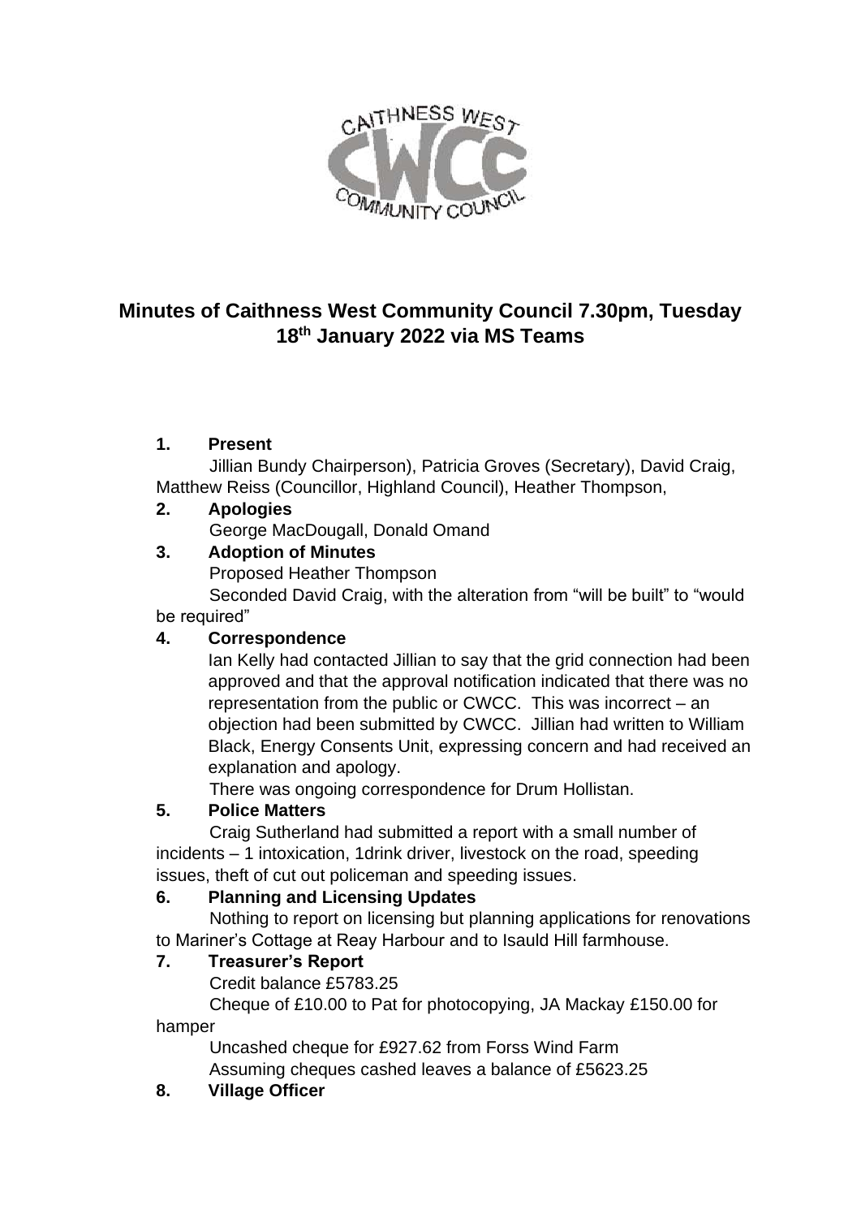# Minutes of Caithness West Community Council 7.30pm, Tuesday 18th January 2022 via MS Teams

**1. Present**

Jillian Bundy Chairperson), Patricia Groves (Secretary), David Craig, Matthew Reiss (Councillor, Highland Council), Heather Thompson,

**2. Apologies**

George MacDougall, Donald Omand

**3. Adoption of Minutes**

Proposed Heather Thompson

Seconded David Craig, with the alteration from "will be built" to "would be required"

**4. Correspondence**

Ian Kelly had contacted Jillian to say that the grid connection had been approved and that the approval notification indicated that there was no representation from the public or CWCC. This was incorrect – an objection had been submitted by CWCC. Jillian had written to William Black, Energy Consents Unit, expressing concern and had received an explanation and apology.

There was ongoing correspondence for Drum Hollistan.

**5. Police Matters**

Craig Sutherland had submitted a report with a small number of incidents – 1 intoxication, 1drink driver, livestock on the road, speeding issues, theft of cut out policeman and speeding issues.

**6. Planning and Licensing Updates**

Nothing to report on licensing but planning applications for renovations to Mariner's Cottage at Reay Harbour and to Isauld Hill farmhouse.

**7. Treasurer's Report**

Credit balance £5783.25

Cheque of £10.00 to Pat for photocopying, JA Mackay £150.00 for hamper

Uncashed cheque for £927.62 from Forss Wind Farm

Assuming cheques cashed leaves a balance of £5623.25

**8. Village Officer**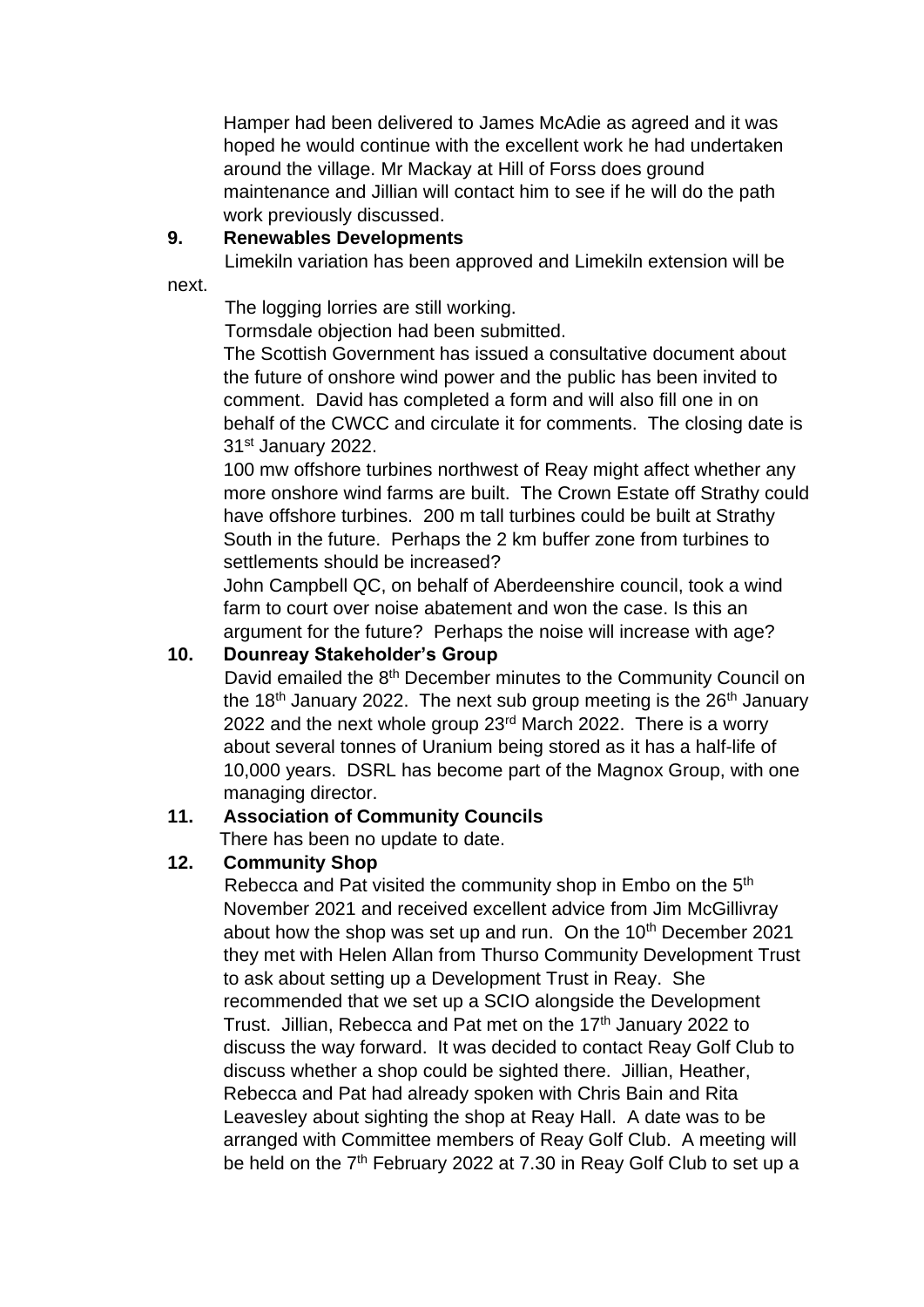Hamper had been delivered to James McAdie as agreed and it was hoped he would continue with the excellent work he had undertaken around the village. Mr Mackay at Hill of Forss does ground maintenance and Jillian will contact him to see if he will do the path work previously discussed.

**9. Renewables Developments**

Limekiln variation has been approved and Limekiln extension will be next.

The logging lorries are still working.

Tormsdale objection had been submitted.

The Scottish Government has issued a consultative document about the future of onshore wind power and the public has been invited to comment. David has completed a form and will also fill one in on behalf of the CWCC and circulate it for comments. The closing date is 31st January 2022.

100 mw offshore turbines northwest of Reay might affect whether any more onshore wind farms are built. The Crown Estate off Strathy could have offshore turbines. 200 m tall turbines could be built at Strathy South in the future. Perhaps the 2 km buffer zone from turbines to settlements should be increased?

John Campbell QC, on behalf of Aberdeenshire council, took a wind farm to court over noise abatement and won the case. Is this an argument for the future? Perhaps the noise will increase with age?

**10. Dounreay Stakeholder's Group**

David emailed the 8th December minutes to the Community Council on the 18th January 2022. The next sub group meeting is the 26th January 2022 and the next whole group 23rd March 2022. There is a worry about several tonnes of Uranium being stored as it has a half-life of 10,000 years. DSRL has become part of the Magnox Group, with one managing director.

**11. Association of Community Councils**

There has been no update to date.

**12. Community Shop**

Rebecca and Pat visited the community shop in Embo on the 5th November 2021 and received excellent advice from Jim McGillivray about how the shop was set up and run. On the 10th December 2021 they met with Helen Allan from Thurso Community Development Trust to ask about setting up a Development Trust in Reay. She recommended that we set up a SCIO alongside the Development Trust. Jillian, Rebecca and Pat met on the 17th January 2022 to discuss the way forward. It was decided to contact Reay Golf Club to discuss whether a shop could be sighted there. Jillian, Heather, Rebecca and Pat had already spoken with Chris Bain and Rita Leavesley about sighting the shop at Reay Hall. A date was to be arranged with Committee members of Reay Golf Club. A meeting will be held on the 7th February 2022 at 7.30 in Reay Golf Club to set up a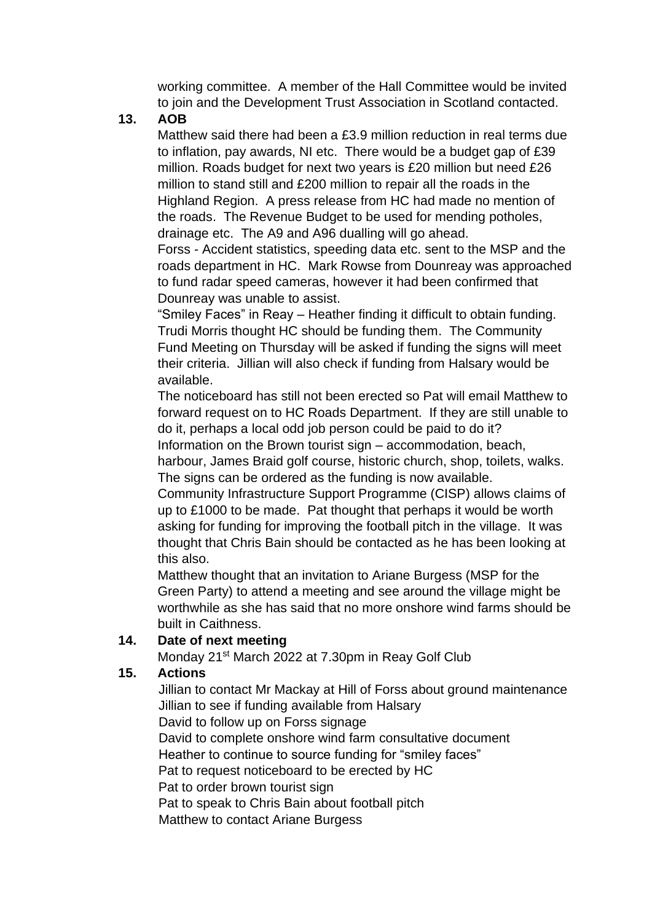working committee. A member of the Hall Committee would be invited to join and the Development Trust Association in Scotland contacted.

**13. AOB**

Matthew said there had been a £3.9 million reduction in real terms due to inflation, pay awards, NI etc. There would be a budget gap of £39 million. Roads budget for next two years is £20 million but need £26 million to stand still and £200 million to repair all the roads in the Highland Region. A press release from HC had made no mention of the roads. The Revenue Budget to be used for mending potholes, drainage etc. The A9 and A96 dualling will go ahead.

Forss - Accident statistics, speeding data etc. sent to the MSP and the roads department in HC. Mark Rowse from Dounreay was approached to fund radar speed cameras, however it had been confirmed that Dounreay was unable to assist.

"Smiley Faces" in Reay – Heather finding it difficult to obtain funding. Trudi Morris thought HC should be funding them. The Community Fund Meeting on Thursday will be asked if funding the signs will meet their criteria. Jillian will also check if funding from Halsary would be available.

The noticeboard has still not been erected so Pat will email Matthew to forward request on to HC Roads Department. If they are still unable to do it, perhaps a local odd job person could be paid to do it?

Information on the Brown tourist sign – accommodation, beach, harbour, James Braid golf course, historic church, shop, toilets, walks. The signs can be ordered as the funding is now available.

Community Infrastructure Support Programme (CISP) allows claims of up to £1000 to be made. Pat thought that perhaps it would be worth asking for funding for improving the football pitch in the village. It was thought that Chris Bain should be contacted as he has been looking at this also.

Matthew thought that an invitation to Ariane Burgess (MSP for the Green Party) to attend a meeting and see around the village might be worthwhile as she has said that no more onshore wind farms should be built in Caithness.

**14. Date of next meeting**

Monday 21st March 2022 at 7.30pm in Reay Golf Club

**15. Actions**

Jillian to contact Mr Mackay at Hill of Forss about ground maintenance
Jillian to see if funding available from Halsary
David to follow up on Forss signage
David to complete onshore wind farm consultative document
Heather to continue to source funding for "smiley faces"
Pat to request noticeboard to be erected by HC
Pat to order brown tourist sign
Pat to speak to Chris Bain about football pitch
Matthew to contact Ariane Burgess